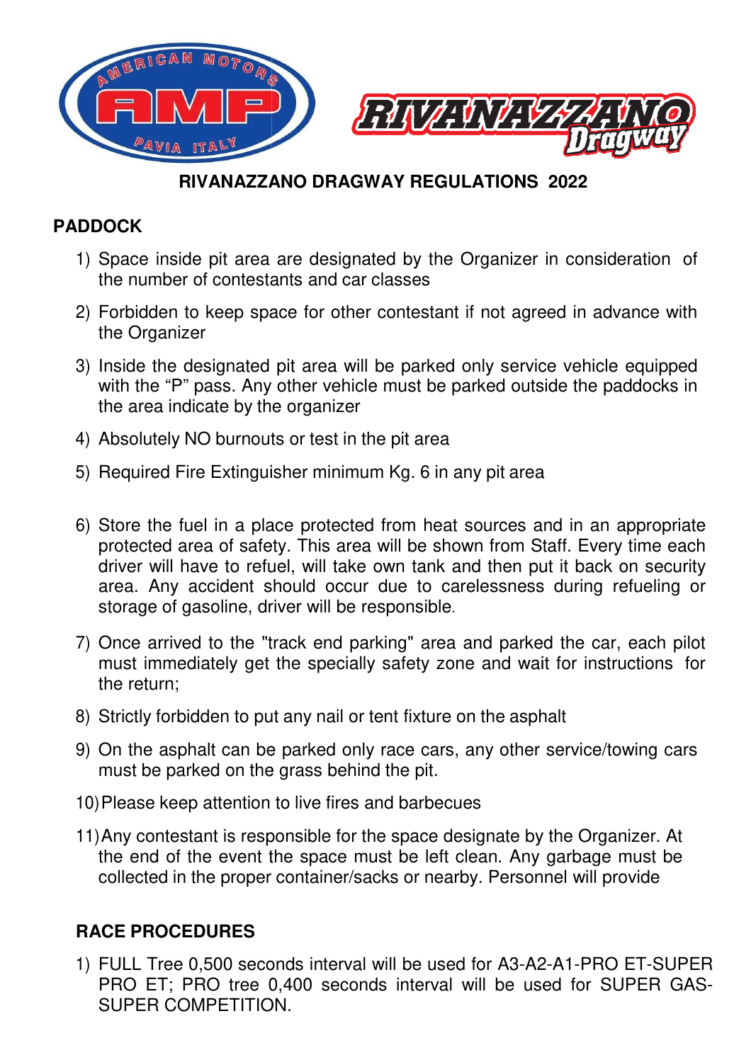# RIVANAZZANO DRAGWAY REGULATIONS 2022

## PADDOCK

1) Space inside pit area are designated by the Organizer in consideration of the number of contestants and car classes
2) Forbidden to keep space for other contestant if not agreed in advance with the Organizer
3) Inside the designated pit area will be parked only service vehicle equipped with the "P" pass. Any other vehicle must be parked outside the paddocks in the area indicate by the organizer
4) Absolutely NO burnouts or test in the pit area
5) Required Fire Extinguisher minimum Kg. 6 in any pit area
6) Store the fuel in a place protected from heat sources and in an appropriate protected area of safety. This area will be shown from Staff. Every time each driver will have to refuel, will take own tank and then put it back on security area. Any accident should occur due to carelessness during refueling or storage of gasoline, driver will be responsible.
7) Once arrived to the "track end parking" area and parked the car, each pilot must immediately get the specially safety zone and wait for instructions for the return;
8) Strictly forbidden to put any nail or tent fixture on the asphalt
9) On the asphalt can be parked only race cars, any other service/towing cars must be parked on the grass behind the pit.
10) Please keep attention to live fires and barbecues
11) Any contestant is responsible for the space designate by the Organizer. At the end of the event the space must be left clean. Any garbage must be collected in the proper container/sacks or nearby. Personnel will provide

## RACE PROCEDURES

1) FULL Tree 0,500 seconds interval will be used for A3-A2-A1-PRO ET-SUPER PRO ET; PRO tree 0,400 seconds interval will be used for SUPER GAS-SUPER COMPETITION.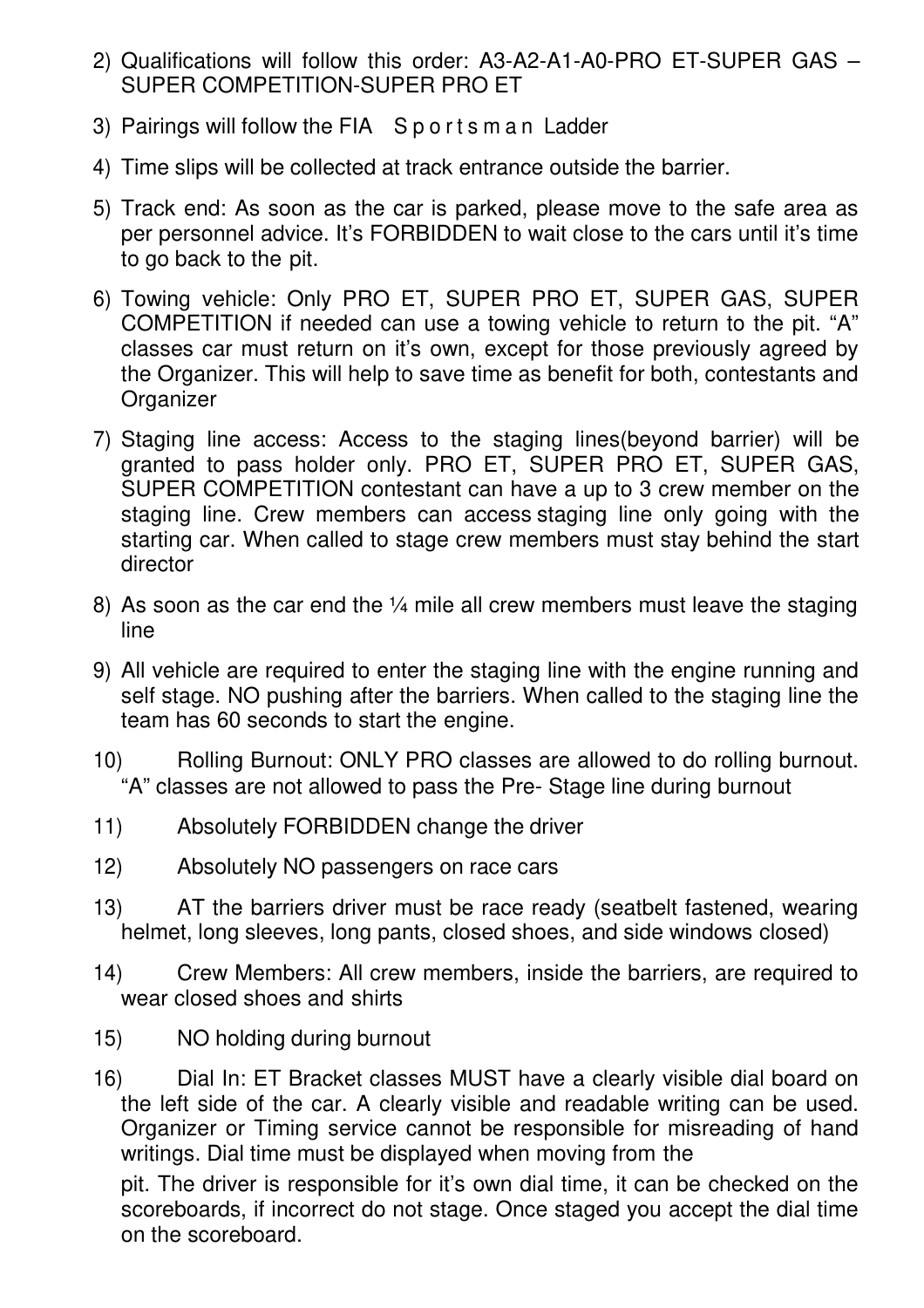2) Qualifications will follow this order: A3-A2-A1-A0-PRO ET-SUPER GAS – SUPER COMPETITION-SUPER PRO ET

3) Pairings will follow the FIA Sportsman Ladder

4) Time slips will be collected at track entrance outside the barrier.

5) Track end: As soon as the car is parked, please move to the safe area as per personnel advice. It's FORBIDDEN to wait close to the cars until it's time to go back to the pit.

6) Towing vehicle: Only PRO ET, SUPER PRO ET, SUPER GAS, SUPER COMPETITION if needed can use a towing vehicle to return to the pit. "A" classes car must return on it's own, except for those previously agreed by the Organizer. This will help to save time as benefit for both, contestants and Organizer

7) Staging line access: Access to the staging lines(beyond barrier) will be granted to pass holder only. PRO ET, SUPER PRO ET, SUPER GAS, SUPER COMPETITION contestant can have a up to 3 crew member on the staging line. Crew members can access staging line only going with the starting car. When called to stage crew members must stay behind the start director

8) As soon as the car end the ¼ mile all crew members must leave the staging line

9) All vehicle are required to enter the staging line with the engine running and self stage. NO pushing after the barriers. When called to the staging line the team has 60 seconds to start the engine.

10) Rolling Burnout: ONLY PRO classes are allowed to do rolling burnout. "A" classes are not allowed to pass the Pre- Stage line during burnout

11) Absolutely FORBIDDEN change the driver

12) Absolutely NO passengers on race cars

13) AT the barriers driver must be race ready (seatbelt fastened, wearing helmet, long sleeves, long pants, closed shoes, and side windows closed)

14) Crew Members: All crew members, inside the barriers, are required to wear closed shoes and shirts

15) NO holding during burnout

16) Dial In: ET Bracket classes MUST have a clearly visible dial board on the left side of the car. A clearly visible and readable writing can be used. Organizer or Timing service cannot be responsible for misreading of hand writings. Dial time must be displayed when moving from the

pit. The driver is responsible for it's own dial time, it can be checked on the scoreboards, if incorrect do not stage. Once staged you accept the dial time on the scoreboard.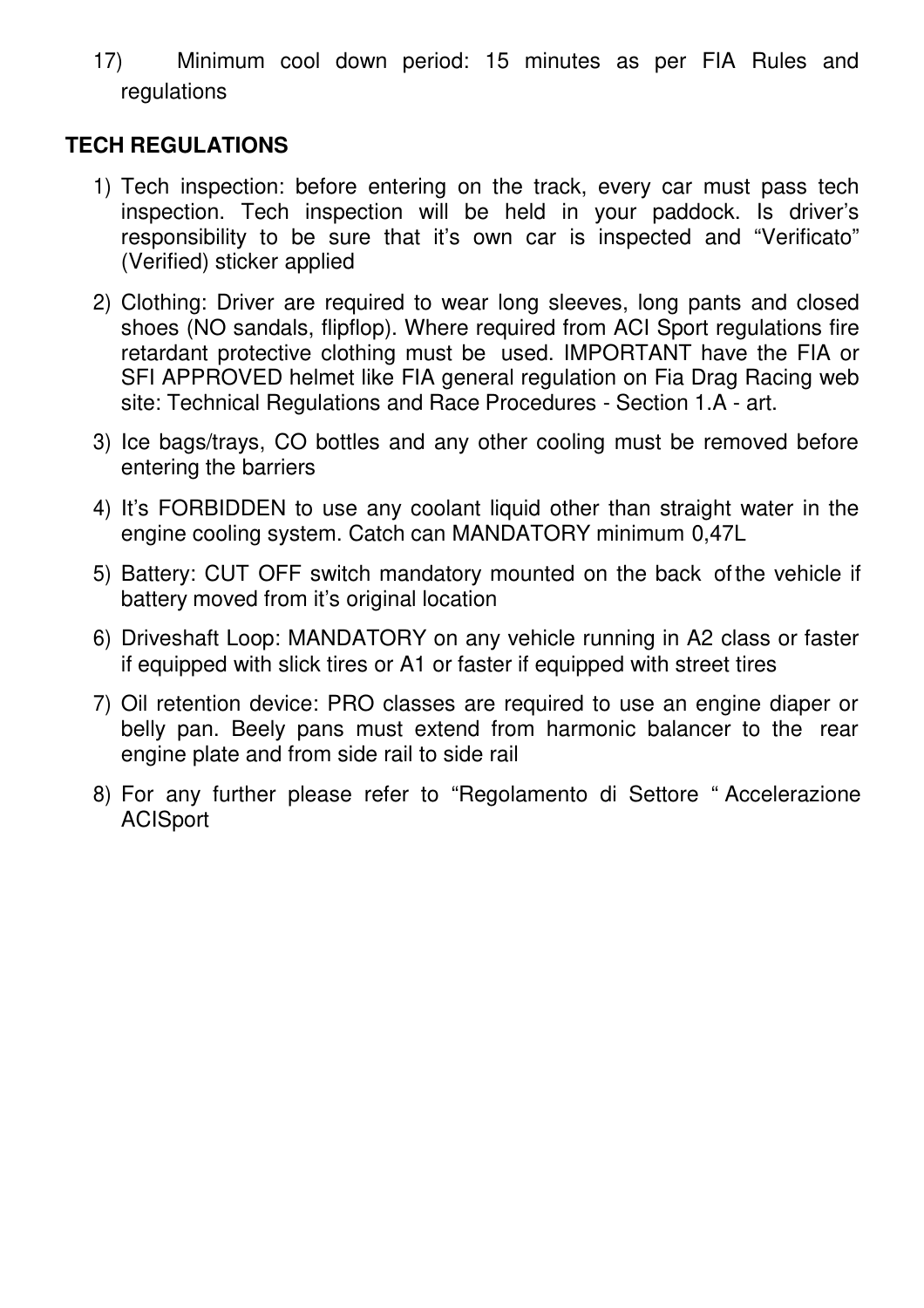17) Minimum cool down period: 15 minutes as per FIA Rules and regulations

**TECH REGULATIONS**

1) Tech inspection: before entering on the track, every car must pass tech inspection. Tech inspection will be held in your paddock. Is driver's responsibility to be sure that it's own car is inspected and "Verificato" (Verified) sticker applied
2) Clothing: Driver are required to wear long sleeves, long pants and closed shoes (NO sandals, flipflop). Where required from ACI Sport regulations fire retardant protective clothing must be used. IMPORTANT have the FIA or SFI APPROVED helmet like FIA general regulation on Fia Drag Racing web site: Technical Regulations and Race Procedures - Section 1.A - art.
3) Ice bags/trays, CO bottles and any other cooling must be removed before entering the barriers
4) It's FORBIDDEN to use any coolant liquid other than straight water in the engine cooling system. Catch can MANDATORY minimum 0,47L
5) Battery: CUT OFF switch mandatory mounted on the back of the vehicle if battery moved from it's original location
6) Driveshaft Loop: MANDATORY on any vehicle running in A2 class or faster if equipped with slick tires or A1 or faster if equipped with street tires
7) Oil retention device: PRO classes are required to use an engine diaper or belly pan. Beely pans must extend from harmonic balancer to the rear engine plate and from side rail to side rail
8) For any further please refer to "Regolamento di Settore " Accelerazione ACISport